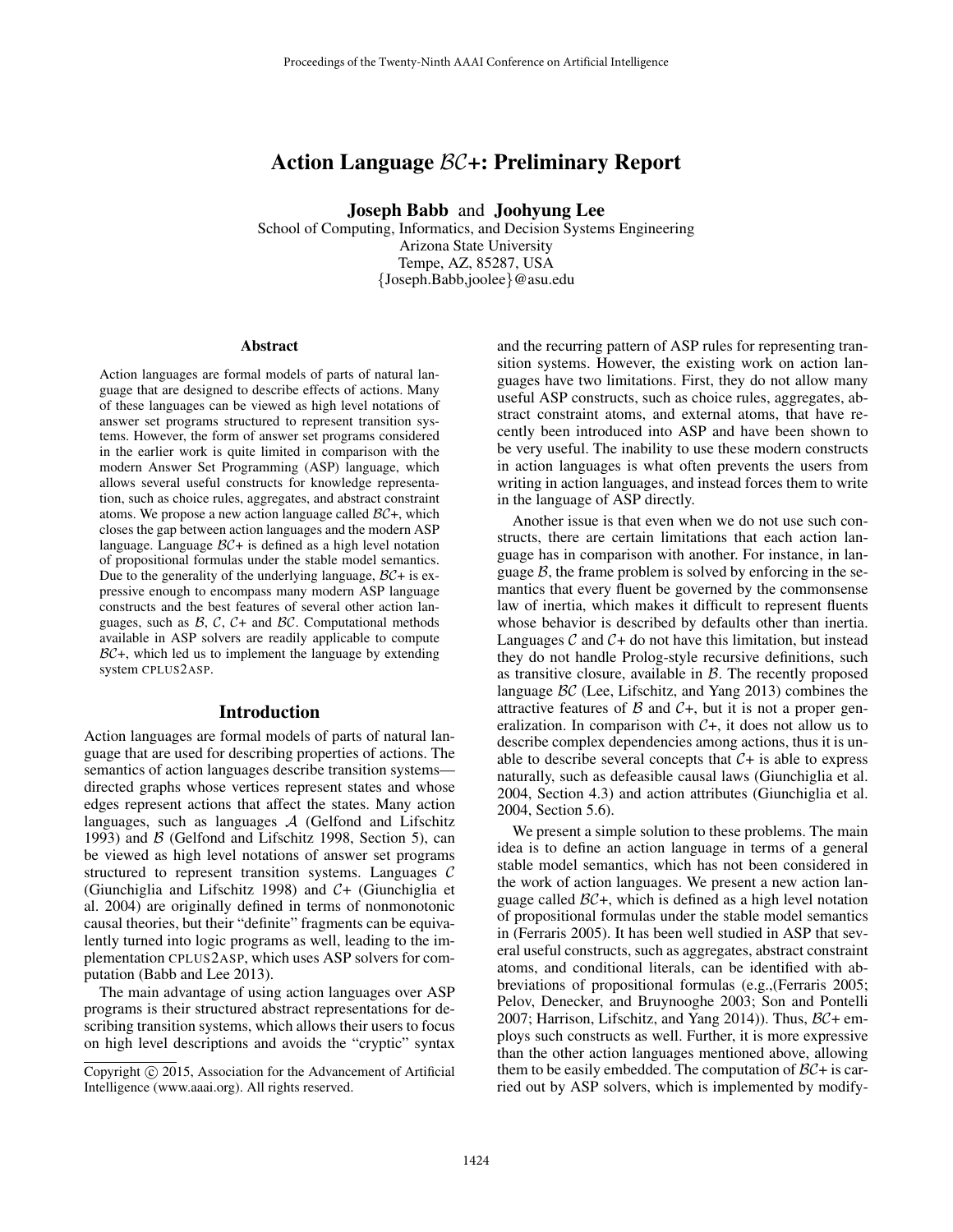# Action Language $\mathcal{BC}$+: Preliminary Report

**Joseph Babb** and **Joohyung Lee**
School of Computing, Informatics, and Decision Systems Engineering
Arizona State University
Tempe, AZ, 85287, USA
{Joseph.Babb,joolee}@asu.edu

### Abstract

Action languages are formal models of parts of natural language that are designed to describe effects of actions. Many of these languages can be viewed as high level notations of answer set programs structured to represent transition systems. However, the form of answer set programs considered in the earlier work is quite limited in comparison with the modern Answer Set Programming (ASP) language, which allows several useful constructs for knowledge representation, such as choice rules, aggregates, and abstract constraint atoms. We propose a new action language called $\mathcal{BC}$+, which closes the gap between action languages and the modern ASP language. Language $\mathcal{BC}$+ is defined as a high level notation of propositional formulas under the stable model semantics. Due to the generality of the underlying language, $\mathcal{BC}$+ is expressive enough to encompass many modern ASP language constructs and the best features of several other action languages, such as $\mathcal{B}$, $\mathcal{C}$, $\mathcal{C}$+ and $\mathcal{BC}$. Computational methods available in ASP solvers are readily applicable to compute $\mathcal{BC}$+, which led us to implement the language by extending system CPLUS2ASP.

## Introduction

Action languages are formal models of parts of natural language that are used for describing properties of actions. The semantics of action languages describe transition systems—directed graphs whose vertices represent states and whose edges represent actions that affect the states. Many action languages, such as languages $\mathcal{A}$ (Gelfond and Lifschitz 1993) and $\mathcal{B}$ (Gelfond and Lifschitz 1998, Section 5), can be viewed as high level notations of answer set programs structured to represent transition systems. Languages $\mathcal{C}$ (Giunchiglia and Lifschitz 1998) and $\mathcal{C}$+ (Giunchiglia et al. 2004) are originally defined in terms of nonmonotonic causal theories, but their "definite" fragments can be equivalently turned into logic programs as well, leading to the implementation CPLUS2ASP, which uses ASP solvers for computation (Babb and Lee 2013).

The main advantage of using action languages over ASP programs is their structured abstract representations for describing transition systems, which allows their users to focus on high level descriptions and avoids the "cryptic" syntax and the recurring pattern of ASP rules for representing transition systems. However, the existing work on action languages have two limitations. First, they do not allow many useful ASP constructs, such as choice rules, aggregates, abstract constraint atoms, and external atoms, that have recently been introduced into ASP and have been shown to be very useful. The inability to use these modern constructs in action languages is what often prevents the users from writing in action languages, and instead forces them to write in the language of ASP directly.

Another issue is that even when we do not use such constructs, there are certain limitations that each action language has in comparison with another. For instance, in language $\mathcal{B}$, the frame problem is solved by enforcing in the semantics that every fluent be governed by the commonsense law of inertia, which makes it difficult to represent fluents whose behavior is described by defaults other than inertia. Languages $\mathcal{C}$ and $\mathcal{C}$+ do not have this limitation, but instead they do not handle Prolog-style recursive definitions, such as transitive closure, available in $\mathcal{B}$. The recently proposed language $\mathcal{BC}$ (Lee, Lifschitz, and Yang 2013) combines the attractive features of $\mathcal{B}$ and $\mathcal{C}$+, but it is not a proper generalization. In comparison with $\mathcal{C}$+, it does not allow us to describe complex dependencies among actions, thus it is unable to describe several concepts that $\mathcal{C}$+ is able to express naturally, such as defeasible causal laws (Giunchiglia et al. 2004, Section 4.3) and action attributes (Giunchiglia et al. 2004, Section 5.6).

We present a simple solution to these problems. The main idea is to define an action language in terms of a general stable model semantics, which has not been considered in the work of action languages. We present a new action language called $\mathcal{BC}$+, which is defined as a high level notation of propositional formulas under the stable model semantics in (Ferraris 2005). It has been well studied in ASP that several useful constructs, such as aggregates, abstract constraint atoms, and conditional literals, can be identified with abbreviations of propositional formulas (e.g.,(Ferraris 2005; Pelov, Denecker, and Bruynooghe 2003; Son and Pontelli 2007; Harrison, Lifschitz, and Yang 2014)). Thus, $\mathcal{BC}$+ employs such constructs as well. Further, it is more expressive than the other action languages mentioned above, allowing them to be easily embedded. The computation of $\mathcal{BC}$+ is carried out by ASP solvers, which is implemented by modify-

Copyright © 2015, Association for the Advancement of Artificial Intelligence (www.aaai.org). All rights reserved.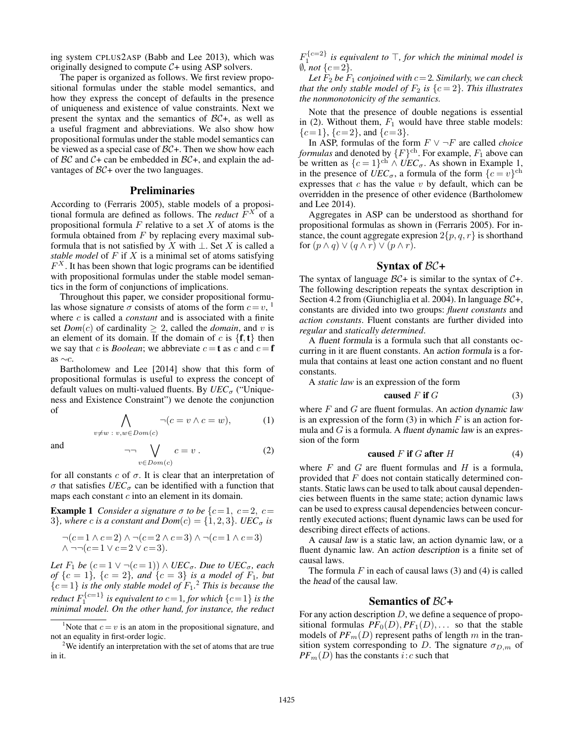ing system CPLUS2ASP (Babb and Lee 2013), which was originally designed to compute $\mathcal{C}$+ using ASP solvers.

The paper is organized as follows. We first review propositional formulas under the stable model semantics, and how they express the concept of defaults in the presence of uniqueness and existence of value constraints. Next we present the syntax and the semantics of $\mathcal{BC}$+, as well as a useful fragment and abbreviations. We also show how propositional formulas under the stable model semantics can be viewed as a special case of $\mathcal{BC}$+. Then we show how each of $\mathcal{BC}$ and $\mathcal{C}$+ can be embedded in $\mathcal{BC}$+, and explain the advantages of $\mathcal{BC}$+ over the two languages.

## Preliminaries

According to (Ferraris 2005), stable models of a propositional formula are defined as follows. The *reduct* $F^X$ of a propositional formula $F$ relative to a set $X$ of atoms is the formula obtained from $F$ by replacing every maximal subformula that is not satisfied by $X$ with $\bot$. Set $X$ is called a *stable model* of $F$ if $X$ is a minimal set of atoms satisfying $F^X$. It has been shown that logic programs can be identified with propositional formulas under the stable model semantics in the form of conjunctions of implications.

Throughout this paper, we consider propositional formulas whose signature $\sigma$ consists of atoms of the form $c=v$, [1] where $c$ is called a *constant* and is associated with a finite set $Dom(c)$ of cardinality $\geq 2$, called the *domain*, and $v$ is an element of its domain. If the domain of $c$ is $\{\mathbf{f}, \mathbf{t}\}$ then we say that $c$ is *Boolean*; we abbreviate $c=\mathbf{t}$ as $c$ and $c=\mathbf{f}$ as $\sim c$.

Bartholomew and Lee [2014] show that this form of propositional formulas is useful to express the concept of default values on multi-valued fluents. By $UEC_\sigma$ ("Uniqueness and Existence Constraint") we denote the conjunction of

$$\bigwedge_{v \neq w \,:\, v,w \in Dom(c)} \neg(c=v \wedge c=w), \tag{1}$$

and

$$\neg\neg \bigvee_{v \in Dom(c)} c=v\ . \tag{2}$$

for all constants $c$ of $\sigma$. It is clear that an interpretation of $\sigma$ that satisfies $UEC_\sigma$ can be identified with a function that maps each constant $c$ into an element in its domain.

**Example 1** *Consider a signature $\sigma$ to be $\{c=1,\ c=2,\ c=3\}$, where $c$ is a constant and $Dom(c) = \{1, 2, 3\}$. $UEC_\sigma$ is*

$$\neg(c=1 \wedge c=2) \wedge \neg(c=2 \wedge c=3) \wedge \neg(c=1 \wedge c=3)$$
$$\wedge\ \neg\neg(c=1 \vee c=2 \vee c=3).$$

*Let $F_1$ be $(c=1 \vee \neg(c=1)) \wedge UEC_\sigma$. Due to $UEC_\sigma$, each of $\{c=1\}$, $\{c=2\}$, and $\{c=3\}$ is a model of $F_1$, but $\{c=1\}$ is the only stable model of $F_1$.*[2] *This is because the reduct $F_1^{\{c=1\}}$ is equivalent to $c=1$, for which $\{c=1\}$ is the minimal model. On the other hand, for instance, the reduct $F_1^{\{c=2\}}$ is equivalent to $\top$, for which the minimal model is $\emptyset$, not $\{c=2\}$.*

*Let $F_2$ be $F_1$ conjoined with $c=2$. Similarly, we can check that the only stable model of $F_2$ is $\{c=2\}$. This illustrates the nonmonotonicity of the semantics.*

Note that the presence of double negations is essential in (2). Without them, $F_1$ would have three stable models: $\{c=1\}$, $\{c=2\}$, and $\{c=3\}$.

In ASP, formulas of the form $F \vee \neg F$ are called *choice formulas* and denoted by $\{F\}^{\rm ch}$. For example, $F_1$ above can be written as $\{c=1\}^{\rm ch} \wedge UEC_\sigma$. As shown in Example 1, in the presence of $UEC_\sigma$, a formula of the form $\{c=v\}^{\rm ch}$ expresses that $c$ has the value $v$ by default, which can be overridden in the presence of other evidence (Bartholomew and Lee 2014).

Aggregates in ASP can be understood as shorthand for propositional formulas as shown in (Ferraris 2005). For instance, the count aggregate expresion $2\{p, q, r\}$ is shorthand for $(p \wedge q) \vee (q \wedge r) \vee (p \wedge r)$.

## Syntax of $\mathcal{BC}$+

The syntax of language $\mathcal{BC}$+ is similar to the syntax of $\mathcal{C}$+. The following description repeats the syntax description in Section 4.2 from (Giunchiglia et al. 2004). In language $\mathcal{BC}$+, constants are divided into two groups: *fluent constants* and *action constants*. Fluent constants are further divided into *regular* and *statically determined*.

A *fluent formula* is a formula such that all constants occurring in it are fluent constants. An *action formula* is a formula that contains at least one action constant and no fluent constants.

A *static law* is an expression of the form

$$\textbf{caused } F \textbf{ if } G \tag{3}$$

where $F$ and $G$ are fluent formulas. An *action dynamic law* is an expression of the form (3) in which $F$ is an action formula and $G$ is a formula. A *fluent dynamic law* is an expression of the form

$$\textbf{caused } F \textbf{ if } G \textbf{ after } H \tag{4}$$

where $F$ and $G$ are fluent formulas and $H$ is a formula, provided that $F$ does not contain statically determined constants. Static laws can be used to talk about causal dependencies between fluents in the same state; action dynamic laws can be used to express causal dependencies between concurrently executed actions; fluent dynamic laws can be used for describing direct effects of actions.

A *causal law* is a static law, an action dynamic law, or a fluent dynamic law. An *action description* is a finite set of causal laws.

The formula $F$ in each of causal laws (3) and (4) is called the *head* of the causal law.

## Semantics of $\mathcal{BC}$+

For any action description $D$, we define a sequence of propositional formulas $PF_0(D), PF_1(D), \ldots$ so that the stable models of $PF_m(D)$ represent paths of length $m$ in the transition system corresponding to $D$. The signature $\sigma_{D,m}$ of $PF_m(D)$ has the constants $i\!:\!c$ such that

[1] Note that $c=v$ is an atom in the propositional signature, and not an equality in first-order logic.

[2] We identify an interpretation with the set of atoms that are true in it.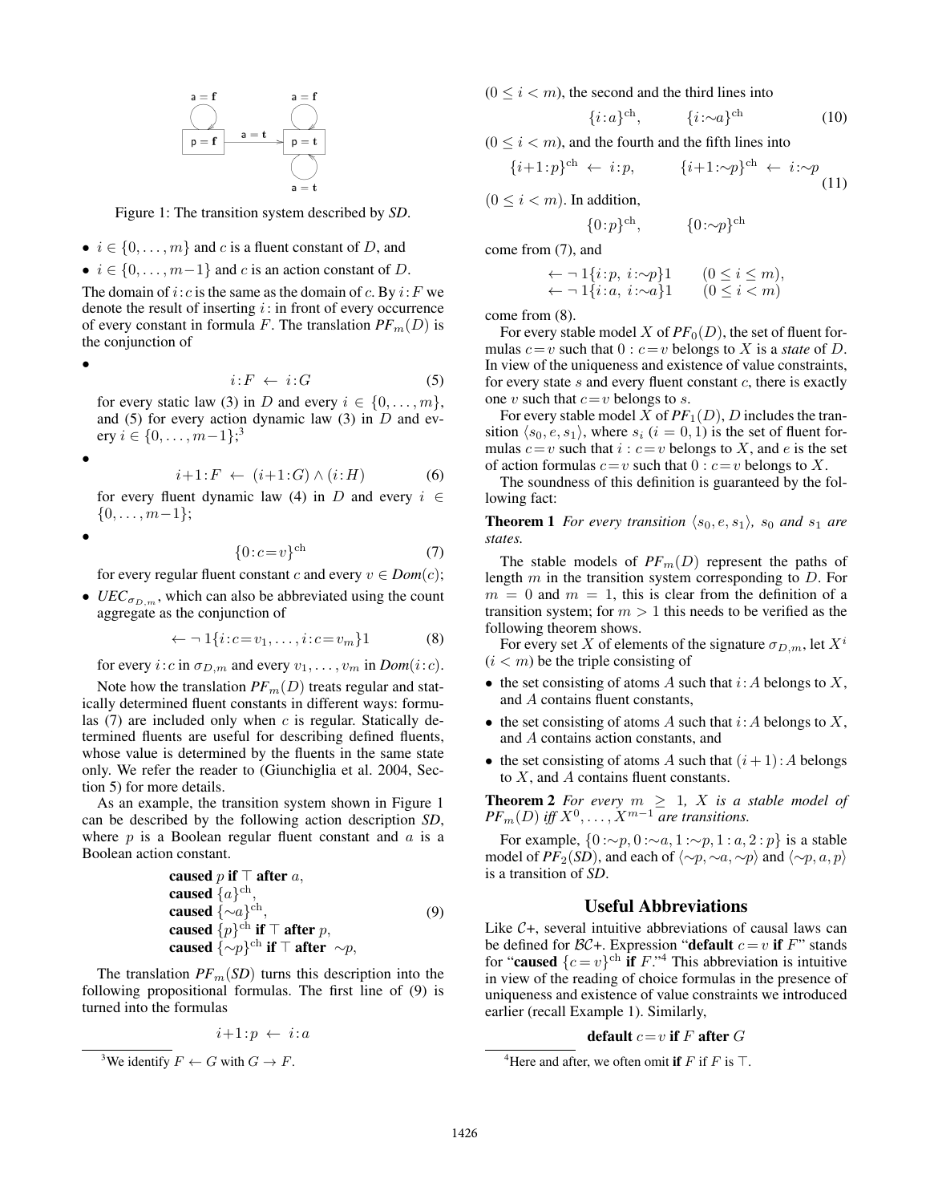Figure 1: The transition system described by *SD*.

- $i \in \{0, \ldots, m\}$ and $c$ is a fluent constant of $D$, and
- $i \in \{0, \ldots, m-1\}$ and $c$ is an action constant of $D$.

The domain of $i\!:\!c$ is the same as the domain of $c$. By $i\!:\!F$ we denote the result of inserting $i\!:$ in front of every occurrence of every constant in formula $F$. The translation $PF_m(D)$ is the conjunction of

- $$i\!:\!F \;\leftarrow\; i\!:\!G \tag{5}$$
  for every static law (3) in $D$ and every $i \in \{0, \ldots, m\}$, and (5) for every action dynamic law (3) in $D$ and every $i \in \{0, \ldots, m-1\}$;[3]
- $$i+1\!:\!F \;\leftarrow\; (i+1\!:\!G) \wedge (i\!:\!H) \tag{6}$$
  for every fluent dynamic law (4) in $D$ and every $i \in \{0, \ldots, m-1\}$;
- $$\{0\!:\!c=v\}^{\rm ch} \tag{7}$$
  for every regular fluent constant $c$ and every $v \in Dom(c)$;
- $UEC_{\sigma_{D,m}}$, which can also be abbreviated using the count aggregate as the conjunction of
  $$\leftarrow \neg\, 1\{i\!:\!c=v_1, \ldots, i\!:\!c=v_m\}1 \tag{8}$$
  for every $i\!:\!c$ in $\sigma_{D,m}$ and every $v_1, \ldots, v_m$ in $Dom(i\!:\!c)$.

Note how the translation $PF_m(D)$ treats regular and statically determined fluent constants in different ways: formulas (7) are included only when $c$ is regular. Statically determined fluents are useful for describing defined fluents, whose value is determined by the fluents in the same state only. We refer the reader to (Giunchiglia et al. 2004, Section 5) for more details.

As an example, the transition system shown in Figure 1 can be described by the following action description *SD*, where $p$ is a Boolean regular fluent constant and $a$ is a Boolean action constant.

$$
\begin{array}{l}
\textbf{caused } p \textbf{ if } \top \textbf{ after } a,\\
\textbf{caused } \{a\}^{\rm ch},\\
\textbf{caused } \{\sim\!a\}^{\rm ch},\\
\textbf{caused } \{p\}^{\rm ch} \textbf{ if } \top \textbf{ after } p,\\
\textbf{caused } \{\sim\!p\}^{\rm ch} \textbf{ if } \top \textbf{ after } \sim\!p,
\end{array}
\tag{9}
$$

The translation $PF_m(SD)$ turns this description into the following propositional formulas. The first line of (9) is turned into the formulas

$$i+1\!:\!p \;\leftarrow\; i\!:\!a$$

$(0 \le i < m)$, the second and the third lines into

$$\{i\!:\!a\}^{\rm ch}, \qquad \{i\!:\!\sim\!a\}^{\rm ch} \tag{10}$$

$(0 \le i < m)$, and the fourth and the fifth lines into

$$\{i+1\!:\!p\}^{\rm ch} \;\leftarrow\; i\!:\!p, \qquad \{i+1\!:\!\sim\!p\}^{\rm ch} \;\leftarrow\; i\!:\!\sim\!p \tag{11}$$

$(0 \le i < m)$. In addition,

$$\{0\!:\!p\}^{\rm ch}, \qquad \{0\!:\!\sim\!p\}^{\rm ch}$$

come from (7), and

$$
\begin{array}{ll}
\leftarrow \neg\, 1\{i\!:\!p,\; i\!:\!\sim\!p\}1 & (0 \le i \le m),\\
\leftarrow \neg\, 1\{i\!:\!a,\; i\!:\!\sim\!a\}1 & (0 \le i < m)
\end{array}
$$

come from (8).

For every stable model $X$ of $PF_0(D)$, the set of fluent formulas $c=v$ such that $0 : c=v$ belongs to $X$ is a *state* of $D$. In view of the uniqueness and existence of value constraints, for every state $s$ and every fluent constant $c$, there is exactly one $v$ such that $c=v$ belongs to $s$.

For every stable model $X$ of $PF_1(D)$, $D$ includes the transition $\langle s_0, e, s_1\rangle$, where $s_i$ $(i = 0, 1)$ is the set of fluent formulas $c=v$ such that $i : c=v$ belongs to $X$, and $e$ is the set of action formulas $c=v$ such that $0 : c=v$ belongs to $X$.

The soundness of this definition is guaranteed by the following fact:

**Theorem 1** *For every transition $\langle s_0, e, s_1\rangle$, $s_0$ and $s_1$ are states.*

The stable models of $PF_m(D)$ represent the paths of length $m$ in the transition system corresponding to $D$. For $m = 0$ and $m = 1$, this is clear from the definition of a transition system; for $m > 1$ this needs to be verified as the following theorem shows.

For every set $X$ of elements of the signature $\sigma_{D,m}$, let $X^i$ $(i < m)$ be the triple consisting of

- the set consisting of atoms $A$ such that $i\!:\!A$ belongs to $X$, and $A$ contains fluent constants,
- the set consisting of atoms $A$ such that $i\!:\!A$ belongs to $X$, and $A$ contains action constants, and
- the set consisting of atoms $A$ such that $(i+1)\!:\!A$ belongs to $X$, and $A$ contains fluent constants.

**Theorem 2** *For every $m \ge 1$, $X$ is a stable model of $PF_m(D)$ iff $X^0, \ldots, X^{m-1}$ are transitions.*

For example, $\{0\!:\!\sim\!p, 0\!:\!\sim\!a, 1\!:\!\sim\!p, 1\!:\!a, 2\!:\!p\}$ is a stable model of $PF_2(SD)$, and each of $\langle \sim\!p, \sim\!a, \sim\!p\rangle$ and $\langle \sim\!p, a, p\rangle$ is a transition of *SD*.

## Useful Abbreviations

Like $\mathcal{C}$+, several intuitive abbreviations of causal laws can be defined for $\mathcal{BC}$+. Expression "**default** $c=v$ **if** $F$" stands for "**caused** $\{c=v\}^{\rm ch}$ **if** $F$."[4] This abbreviation is intuitive in view of the reading of choice formulas in the presence of uniqueness and existence of value constraints we introduced earlier (recall Example 1). Similarly,

$$\textbf{default } c=v \textbf{ if } F \textbf{ after } G$$

[3] We identify $F \leftarrow G$ with $G \rightarrow F$.

[4] Here and after, we often omit **if** $F$ if $F$ is $\top$.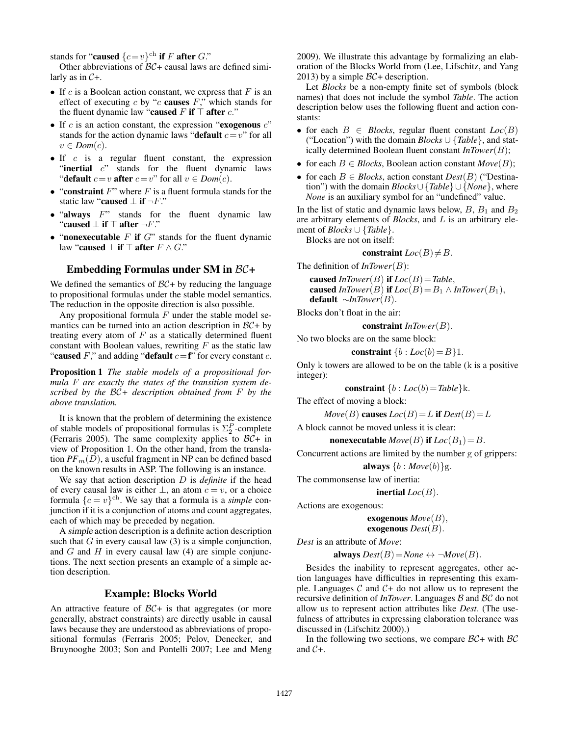stands for "**caused** $\{c\!=\!v\}^{\rm ch}$ **if** $F$ **after** $G$."

Other abbreviations of $\mathcal{BC}$+ causal laws are defined similarly as in $\mathcal{C}$+.

- If $c$ is a Boolean action constant, we express that $F$ is an effect of executing $c$ by "$c$ **causes** $F$," which stands for the fluent dynamic law "**caused** $F$ **if** $\top$ **after** $c$."
- If $c$ is an action constant, the expression "**exogenous** $c$" stands for the action dynamic laws "**default** $c\!=\!v$" for all $v \in Dom(c)$.
- If $c$ is a regular fluent constant, the expression "**inertial** $c$" stands for the fluent dynamic laws "**default** $c\!=\!v$ **after** $c\!=\!v$" for all $v \in Dom(c)$.
- "**constraint** $F$" where $F$ is a fluent formula stands for the static law "**caused** $\bot$ **if** $\neg F$."
- "**always** $F$" stands for the fluent dynamic law "**caused** $\bot$ **if** $\top$ **after** $\neg F$."
- "**nonexecutable** $F$ **if** $G$" stands for the fluent dynamic law "**caused** $\bot$ **if** $\top$ **after** $F \wedge G$."

## Embedding Formulas under SM in $\mathcal{BC}$+

We defined the semantics of $\mathcal{BC}$+ by reducing the language to propositional formulas under the stable model semantics. The reduction in the opposite direction is also possible.

Any propositional formula $F$ under the stable model semantics can be turned into an action description in $\mathcal{BC}$+ by treating every atom of $F$ as a statically determined fluent constant with Boolean values, rewriting $F$ as the static law "**caused** $F$," and adding "**default** $c\!=\!\mathbf{f}$" for every constant $c$.

**Proposition 1** *The stable models of a propositional formula $F$ are exactly the states of the transition system described by the $\mathcal{BC}$+ description obtained from $F$ by the above translation.*

It is known that the problem of determining the existence of stable models of propositional formulas is $\Sigma_2^P$-complete (Ferraris 2005). The same complexity applies to $\mathcal{BC}$+ in view of Proposition 1. On the other hand, from the translation $PF_m(D)$, a useful fragment in NP can be defined based on the known results in ASP. The following is an instance.

We say that action description $D$ is *definite* if the head of every causal law is either $\bot$, an atom $c = v$, or a choice formula $\{c = v\}^{\rm ch}$. We say that a formula is a *simple* conjunction if it is a conjunction of atoms and count aggregates, each of which may be preceded by negation.

A simple action description is a definite action description such that $G$ in every causal law (3) is a simple conjunction, and $G$ and $H$ in every causal law (4) are simple conjunctions. The next section presents an example of a simple action description.

## Example: Blocks World

An attractive feature of $\mathcal{BC}$+ is that aggregates (or more generally, abstract constraints) are directly usable in causal laws because they are understood as abbreviations of propositional formulas (Ferraris 2005; Pelov, Denecker, and Bruynooghe 2003; Son and Pontelli 2007; Lee and Meng 2009). We illustrate this advantage by formalizing an elaboration of the Blocks World from (Lee, Lifschitz, and Yang 2013) by a simple $\mathcal{BC}$+ description.

Let *Blocks* be a non-empty finite set of symbols (block names) that does not include the symbol *Table*. The action description below uses the following fluent and action constants:

- for each $B \in$ *Blocks*, regular fluent constant $Loc(B)$ ("Location") with the domain *Blocks* $\cup$ $\{$*Table*$\}$, and statically determined Boolean fluent constant $InTower(B)$;
- for each $B \in$ *Blocks*, Boolean action constant $Move(B)$;
- for each $B \in$ *Blocks*, action constant $Dest(B)$ ("Destination") with the domain *Blocks* $\cup$ $\{$*Table*$\}$ $\cup$ $\{$*None*$\}$, where *None* is an auxiliary symbol for an "undefined" value.

In the list of static and dynamic laws below, $B$, $B_1$ and $B_2$ are arbitrary elements of *Blocks*, and $L$ is an arbitrary element of *Blocks* $\cup$ $\{$*Table*$\}$.

Blocks are not on itself:

$$\textbf{constraint } Loc(B) \neq B.$$

The definition of $InTower(B)$:

$$\begin{array}{l}\textbf{caused } InTower(B) \textbf{ if } Loc(B)\!=\!Table,\\ \textbf{caused } InTower(B) \textbf{ if } Loc(B)\!=\!B_1 \wedge InTower(B_1),\\ \textbf{default } \sim\! InTower(B).\end{array}$$

Blocks don't float in the air:

$$\textbf{constraint } InTower(B).$$

No two blocks are on the same block:

$$\textbf{constraint } \{b : Loc(b)\!=\!B\}1.$$

Only k towers are allowed to be on the table (k is a positive integer):

$$\textbf{constraint } \{b : Loc(b)\!=\!Table\}\mathrm{k}.$$

The effect of moving a block:

$$Move(B) \textbf{ causes } Loc(B)\!=\!L \textbf{ if } Dest(B)\!=\!L$$

A block cannot be moved unless it is clear:

$$\textbf{nonexecutable } Move(B) \textbf{ if } Loc(B_1)\!=\!B.$$

Concurrent actions are limited by the number g of grippers:

$$\textbf{always } \{b : Move(b)\}\mathrm{g}.$$

The commonsense law of inertia:

$$\textbf{inertial } Loc(B).$$

Actions are exogenous:

$$\begin{array}{l}\textbf{exogenous } Move(B),\\ \textbf{exogenous } Dest(B).\end{array}$$

*Dest* is an attribute of *Move*:

$$\textbf{always } Dest(B)\!=\!None \leftrightarrow \neg Move(B).$$

Besides the inability to represent aggregates, other action languages have difficulties in representing this example. Languages $\mathcal{C}$ and $\mathcal{C}$+ do not allow us to represent the recursive definition of *InTower*. Languages $\mathcal{B}$ and $\mathcal{BC}$ do not allow us to represent action attributes like *Dest*. (The usefulness of attributes in expressing elaboration tolerance was discussed in (Lifschitz 2000).)

In the following two sections, we compare $\mathcal{BC}$+ with $\mathcal{BC}$ and $\mathcal{C}$+.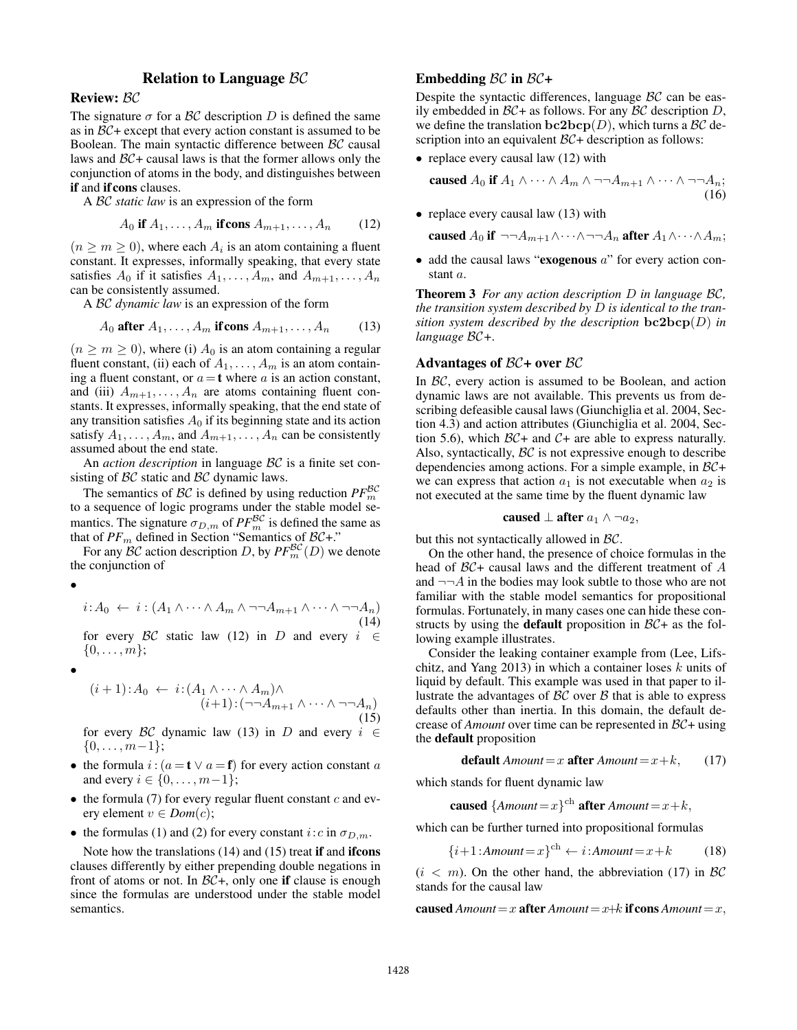## Relation to Language $\mathcal{BC}$

### Review: $\mathcal{BC}$

The signature $\sigma$ for a $\mathcal{BC}$ description $D$ is defined the same as in $\mathcal{BC}$+ except that every action constant is assumed to be Boolean. The main syntactic difference between $\mathcal{BC}$ causal laws and $\mathcal{BC}$+ causal laws is that the former allows only the conjunction of atoms in the body, and distinguishes between **if** and **ifcons** clauses.

A $\mathcal{BC}$ *static law* is an expression of the form

$$A_0 \textbf{ if } A_1, \dots, A_m \textbf{ ifcons } A_{m+1}, \dots, A_n \qquad (12)$$

$(n \geq m \geq 0)$, where each $A_i$ is an atom containing a fluent constant. It expresses, informally speaking, that every state satisfies $A_0$ if it satisfies $A_1, \dots, A_m$, and $A_{m+1}, \dots, A_n$ can be consistently assumed.

A $\mathcal{BC}$ *dynamic law* is an expression of the form

$$A_0 \textbf{ after } A_1, \dots, A_m \textbf{ ifcons } A_{m+1}, \dots, A_n \qquad (13)$$

$(n \geq m \geq 0)$, where (i) $A_0$ is an atom containing a regular fluent constant, (ii) each of $A_1, \dots, A_m$ is an atom containing a fluent constant, or $a = \mathbf{t}$ where $a$ is an action constant, and (iii) $A_{m+1}, \dots, A_n$ are atoms containing fluent constants. It expresses, informally speaking, that the end state of any transition satisfies $A_0$ if its beginning state and its action satisfy $A_1, \dots, A_m$, and $A_{m+1}, \dots, A_n$ can be consistently assumed about the end state.

An *action description* in language $\mathcal{BC}$ is a finite set consisting of $\mathcal{BC}$ static and $\mathcal{BC}$ dynamic laws.

The semantics of $\mathcal{BC}$ is defined by using reduction $PF_m^{\mathcal{BC}}$ to a sequence of logic programs under the stable model semantics. The signature $\sigma_{D,m}$ of $PF_m^{\mathcal{BC}}$ is defined the same as that of $PF_m$ defined in Section "Semantics of $\mathcal{BC}$+."

For any $\mathcal{BC}$ action description $D$, by $PF_m^{\mathcal{BC}}(D)$ we denote the conjunction of

- $$i : A_0 \leftarrow i : (A_1 \wedge \dots \wedge A_m \wedge \neg\neg A_{m+1} \wedge \dots \wedge \neg\neg A_n) \qquad (14)$$
  for every $\mathcal{BC}$ static law (12) in $D$ and every $i \in \{0, \dots, m\}$;
- $$(i+1) : A_0 \leftarrow i : (A_1 \wedge \dots \wedge A_m) \wedge (i+1) : (\neg\neg A_{m+1} \wedge \dots \wedge \neg\neg A_n) \qquad (15)$$
  for every $\mathcal{BC}$ dynamic law (13) in $D$ and every $i \in \{0, \dots, m-1\}$;
- the formula $i : (a = \mathbf{t} \vee a = \mathbf{f})$ for every action constant $a$ and every $i \in \{0, \dots, m-1\}$;
- the formula (7) for every regular fluent constant $c$ and every element $v \in \mathit{Dom}(c)$;
- the formulas (1) and (2) for every constant $i : c$ in $\sigma_{D,m}$.

Note how the translations (14) and (15) treat **if** and **ifcons** clauses differently by either prepending double negations in front of atoms or not. In $\mathcal{BC}$+, only one **if** clause is enough since the formulas are understood under the stable model semantics.

### Embedding $\mathcal{BC}$ in $\mathcal{BC}$+

Despite the syntactic differences, language $\mathcal{BC}$ can be easily embedded in $\mathcal{BC}$+ as follows. For any $\mathcal{BC}$ description $D$, we define the translation $\mathbf{bc2bcp}(D)$, which turns a $\mathcal{BC}$ description into an equivalent $\mathcal{BC}$+ description as follows:

- replace every causal law (12) with
  $$\textbf{caused } A_0 \textbf{ if } A_1 \wedge \dots \wedge A_m \wedge \neg\neg A_{m+1} \wedge \dots \wedge \neg\neg A_n; \qquad (16)$$
- replace every causal law (13) with
  $$\textbf{caused } A_0 \textbf{ if } \neg\neg A_{m+1} \wedge \dots \wedge \neg\neg A_n \textbf{ after } A_1 \wedge \dots \wedge A_m;$$
- add the causal laws "**exogenous** $a$" for every action constant $a$.

**Theorem 3** *For any action description $D$ in language $\mathcal{BC}$, the transition system described by $D$ is identical to the transition system described by the description $\mathbf{bc2bcp}(D)$ in language $\mathcal{BC}$+.*

### Advantages of $\mathcal{BC}$+ over $\mathcal{BC}$

In $\mathcal{BC}$, every action is assumed to be Boolean, and action dynamic laws are not available. This prevents us from describing defeasible causal laws (Giunchiglia et al. 2004, Section 4.3) and action attributes (Giunchiglia et al. 2004, Section 5.6), which $\mathcal{BC}$+ and $\mathcal{C}$+ are able to express naturally. Also, syntactically, $\mathcal{BC}$ is not expressive enough to describe dependencies among actions. For a simple example, in $\mathcal{BC}$+ we can express that action $a_1$ is not executable when $a_2$ is not executed at the same time by the fluent dynamic law

$$\textbf{caused } \bot \textbf{ after } a_1 \wedge \neg a_2,$$

but this not syntactically allowed in $\mathcal{BC}$.

On the other hand, the presence of choice formulas in the head of $\mathcal{BC}$+ causal laws and the different treatment of $A$ and $\neg\neg A$ in the bodies may look subtle to those who are not familiar with the stable model semantics for propositional formulas. Fortunately, in many cases one can hide these constructs by using the **default** proposition in $\mathcal{BC}$+ as the following example illustrates.

Consider the leaking container example from (Lee, Lifschitz, and Yang 2013) in which a container loses $k$ units of liquid by default. This example was used in that paper to illustrate the advantages of $\mathcal{BC}$ over $\mathcal{B}$ that is able to express defaults other than inertia. In this domain, the default decrease of *Amount* over time can be represented in $\mathcal{BC}$+ using the **default** proposition

$$\textbf{default } \mathit{Amount} = x \textbf{ after } \mathit{Amount} = x + k, \qquad (17)$$

which stands for fluent dynamic law

$$\textbf{caused } \{\mathit{Amount} = x\}^{\text{ch}} \textbf{ after } \mathit{Amount} = x + k,$$

which can be further turned into propositional formulas

$$\{i+1 : \mathit{Amount} = x\}^{\text{ch}} \leftarrow i : \mathit{Amount} = x + k \qquad (18)$$

$(i < m)$. On the other hand, the abbreviation (17) in $\mathcal{BC}$ stands for the causal law

$$\textbf{caused } \mathit{Amount} = x \textbf{ after } \mathit{Amount} = x + k \textbf{ ifcons } \mathit{Amount} = x,$$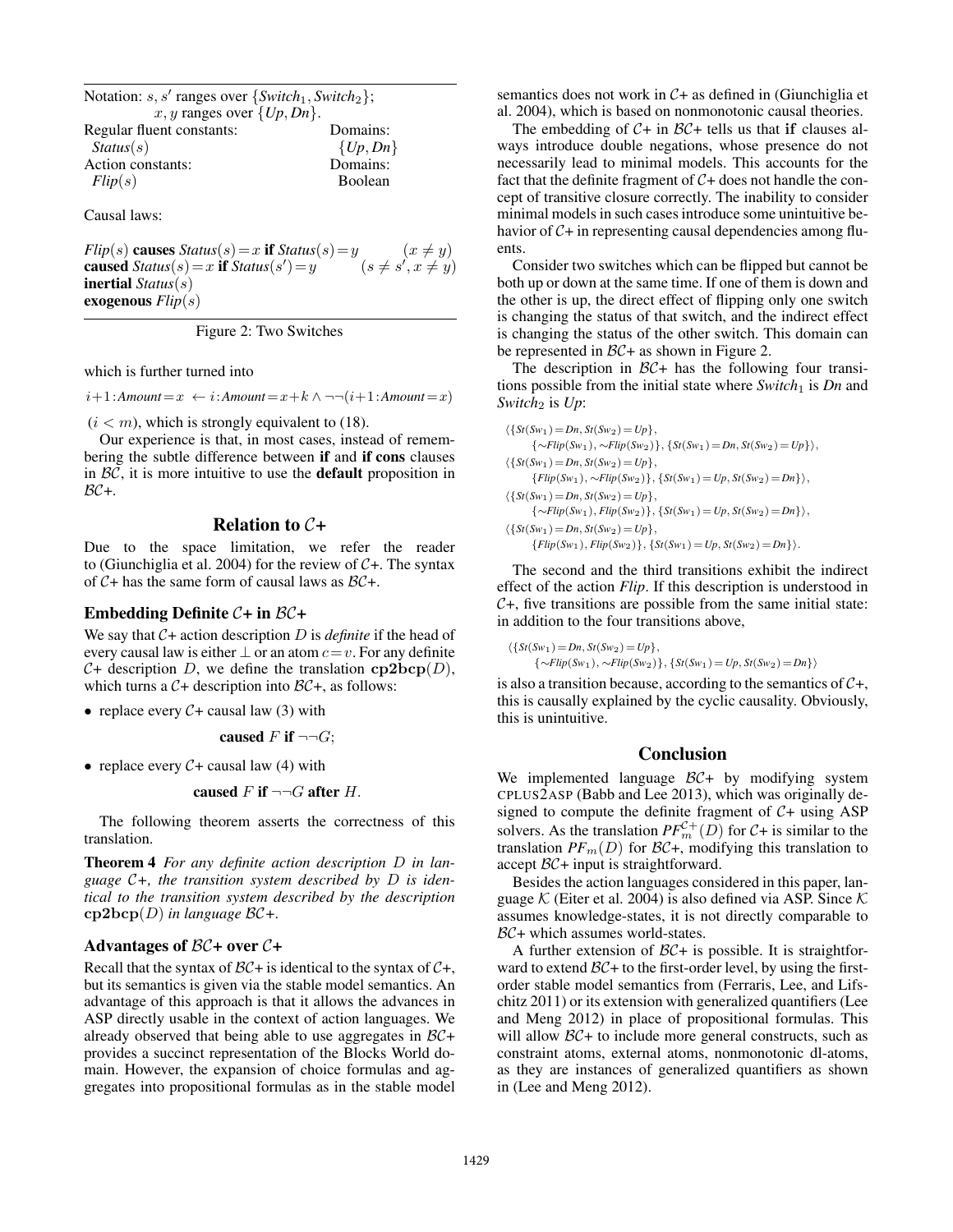Notation: $s, s'$ ranges over $\{Switch_1, Switch_2\}$;
$x, y$ ranges over $\{Up, Dn\}$.

| Regular fluent constants: | Domains: |
|---|---|
| $Status(s)$ | $\{Up, Dn\}$ |
| Action constants: | Domains: |
| $Flip(s)$ | Boolean |

Causal laws:

$Flip(s)$ **causes** $Status(s)\!=\!x$ **if** $Status(s)\!=\!y$ $\quad (x \neq y)$
**caused** $Status(s)\!=\!x$ **if** $Status(s')\!=\!y$ $\quad (s \neq s', x \neq y)$
**inertial** $Status(s)$
**exogenous** $Flip(s)$

Figure 2: Two Switches

which is further turned into

$$i\!+\!1\!:\!Amount\!=\!x \leftarrow i\!:\!Amount\!=\!x\!+\!k \wedge \neg\neg(i\!+\!1\!:\!Amount\!=\!x)$$

$(i < m)$, which is strongly equivalent to (18).

Our experience is that, in most cases, instead of remembering the subtle difference between **if** and **if cons** clauses in $\mathcal{BC}$, it is more intuitive to use the **default** proposition in $\mathcal{BC}$+.

## Relation to $\mathcal{C}$+

Due to the space limitation, we refer the reader to (Giunchiglia et al. 2004) for the review of $\mathcal{C}$+. The syntax of $\mathcal{C}$+ has the same form of causal laws as $\mathcal{BC}$+.

### Embedding Definite $\mathcal{C}$+ in $\mathcal{BC}$+

We say that $\mathcal{C}$+ action description $D$ is *definite* if the head of every causal law is either $\bot$ or an atom $c\!=\!v$. For any definite $\mathcal{C}$+ description $D$, we define the translation $\mathbf{cp2bcp}(D)$, which turns a $\mathcal{C}$+ description into $\mathcal{BC}$+, as follows:

- replace every $\mathcal{C}$+ causal law (3) with

  **caused** $F$ **if** $\neg\neg G$;

- replace every $\mathcal{C}$+ causal law (4) with

  **caused** $F$ **if** $\neg\neg G$ **after** $H$.

The following theorem asserts the correctness of this translation.

**Theorem 4** *For any definite action description $D$ in language $\mathcal{C}$+, the transition system described by $D$ is identical to the transition system described by the description $\mathbf{cp2bcp}(D)$ in language $\mathcal{BC}$+.*

### Advantages of $\mathcal{BC}$+ over $\mathcal{C}$+

Recall that the syntax of $\mathcal{BC}$+ is identical to the syntax of $\mathcal{C}$+, but its semantics is given via the stable model semantics. An advantage of this approach is that it allows the advances in ASP directly usable in the context of action languages. We already observed that being able to use aggregates in $\mathcal{BC}$+ provides a succinct representation of the Blocks World domain. However, the expansion of choice formulas and aggregates into propositional formulas as in the stable model semantics does not work in $\mathcal{C}$+ as defined in (Giunchiglia et al. 2004), which is based on nonmonotonic causal theories.

The embedding of $\mathcal{C}$+ in $\mathcal{BC}$+ tells us that **if** clauses always introduce double negations, whose presence do not necessarily lead to minimal models. This accounts for the fact that the definite fragment of $\mathcal{C}$+ does not handle the concept of transitive closure correctly. The inability to consider minimal models in such cases introduce some unintuitive behavior of $\mathcal{C}$+ in representing causal dependencies among fluents.

Consider two switches which can be flipped but cannot be both up or down at the same time. If one of them is down and the other is up, the direct effect of flipping only one switch is changing the status of that switch, and the indirect effect is changing the status of the other switch. This domain can be represented in $\mathcal{BC}$+ as shown in Figure 2.

The description in $\mathcal{BC}$+ has the following four transitions possible from the initial state where $Switch_1$ is $Dn$ and $Switch_2$ is $Up$:

$\langle\{St(Sw_1)\!=\!Dn, St(Sw_2)\!=\!Up\},$
$\quad\{\sim\!Flip(Sw_1), \sim\!Flip(Sw_2)\}, \{St(Sw_1)\!=\!Dn, St(Sw_2)\!=\!Up\}\rangle,$
$\langle\{St(Sw_1)\!=\!Dn, St(Sw_2)\!=\!Up\},$
$\quad\{Flip(Sw_1), \sim\!Flip(Sw_2)\}, \{St(Sw_1)\!=\!Up, St(Sw_2)\!=\!Dn\}\rangle,$
$\langle\{St(Sw_1)\!=\!Dn, St(Sw_2)\!=\!Up\},$
$\quad\{\sim\!Flip(Sw_1), Flip(Sw_2)\}, \{St(Sw_1)\!=\!Up, St(Sw_2)\!=\!Dn\}\rangle,$
$\langle\{St(Sw_1)\!=\!Dn, St(Sw_2)\!=\!Up\},$
$\quad\{Flip(Sw_1), Flip(Sw_2)\}, \{St(Sw_1)\!=\!Up, St(Sw_2)\!=\!Dn\}\rangle.$

The second and the third transitions exhibit the indirect effect of the action *Flip*. If this description is understood in $\mathcal{C}$+, five transitions are possible from the same initial state: in addition to the four transitions above,

$\langle\{St(Sw_1)\!=\!Dn, St(Sw_2)\!=\!Up\},$
$\quad\{\sim\!Flip(Sw_1), \sim\!Flip(Sw_2)\}, \{St(Sw_1)\!=\!Up, St(Sw_2)\!=\!Dn\}\rangle$

is also a transition because, according to the semantics of $\mathcal{C}$+, this is causally explained by the cyclic causality. Obviously, this is unintuitive.

## Conclusion

We implemented language $\mathcal{BC}$+ by modifying system CPLUS2ASP (Babb and Lee 2013), which was originally designed to compute the definite fragment of $\mathcal{C}$+ using ASP solvers. As the translation $PF_m^{\mathcal{C}+}(D)$ for $\mathcal{C}$+ is similar to the translation $PF_m(D)$ for $\mathcal{BC}$+, modifying this translation to accept $\mathcal{BC}$+ input is straightforward.

Besides the action languages considered in this paper, language $\mathcal{K}$ (Eiter et al. 2004) is also defined via ASP. Since $\mathcal{K}$ assumes knowledge-states, it is not directly comparable to $\mathcal{BC}$+ which assumes world-states.

A further extension of $\mathcal{BC}$+ is possible. It is straightforward to extend $\mathcal{BC}$+ to the first-order level, by using the first-order stable model semantics from (Ferraris, Lee, and Lifschitz 2011) or its extension with generalized quantifiers (Lee and Meng 2012) in place of propositional formulas. This will allow $\mathcal{BC}$+ to include more general constructs, such as constraint atoms, external atoms, nonmonotonic dl-atoms, as they are instances of generalized quantifiers as shown in (Lee and Meng 2012).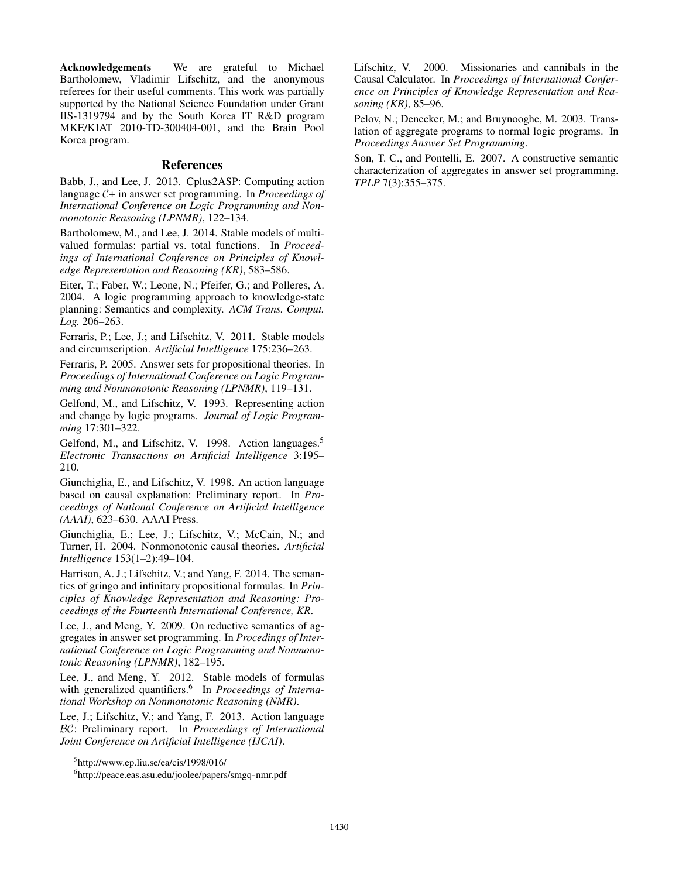**Acknowledgements** We are grateful to Michael Bartholomew, Vladimir Lifschitz, and the anonymous referees for their useful comments. This work was partially supported by the National Science Foundation under Grant IIS-1319794 and by the South Korea IT R&D program MKE/KIAT 2010-TD-300404-001, and the Brain Pool Korea program.

## References

Babb, J., and Lee, J. 2013. Cplus2ASP: Computing action language $\mathcal{C}$+ in answer set programming. In *Proceedings of International Conference on Logic Programming and Nonmonotonic Reasoning (LPNMR)*, 122–134.

Bartholomew, M., and Lee, J. 2014. Stable models of multi-valued formulas: partial vs. total functions. In *Proceedings of International Conference on Principles of Knowledge Representation and Reasoning (KR)*, 583–586.

Eiter, T.; Faber, W.; Leone, N.; Pfeifer, G.; and Polleres, A. 2004. A logic programming approach to knowledge-state planning: Semantics and complexity. *ACM Trans. Comput. Log.* 206–263.

Ferraris, P.; Lee, J.; and Lifschitz, V. 2011. Stable models and circumscription. *Artificial Intelligence* 175:236–263.

Ferraris, P. 2005. Answer sets for propositional theories. In *Proceedings of International Conference on Logic Programming and Nonmonotonic Reasoning (LPNMR)*, 119–131.

Gelfond, M., and Lifschitz, V. 1993. Representing action and change by logic programs. *Journal of Logic Programming* 17:301–322.

Gelfond, M., and Lifschitz, V. 1998. Action languages.[5] *Electronic Transactions on Artificial Intelligence* 3:195–210.

Giunchiglia, E., and Lifschitz, V. 1998. An action language based on causal explanation: Preliminary report. In *Proceedings of National Conference on Artificial Intelligence (AAAI)*, 623–630. AAAI Press.

Giunchiglia, E.; Lee, J.; Lifschitz, V.; McCain, N.; and Turner, H. 2004. Nonmonotonic causal theories. *Artificial Intelligence* 153(1–2):49–104.

Harrison, A. J.; Lifschitz, V.; and Yang, F. 2014. The semantics of gringo and infinitary propositional formulas. In *Principles of Knowledge Representation and Reasoning: Proceedings of the Fourteenth International Conference, KR*.

Lee, J., and Meng, Y. 2009. On reductive semantics of aggregates in answer set programming. In *Procedings of International Conference on Logic Programming and Nonmonotonic Reasoning (LPNMR)*, 182–195.

Lee, J., and Meng, Y. 2012. Stable models of formulas with generalized quantifiers.[6] In *Proceedings of International Workshop on Nonmonotonic Reasoning (NMR)*.

Lee, J.; Lifschitz, V.; and Yang, F. 2013. Action language $\mathcal{BC}$: Preliminary report. In *Proceedings of International Joint Conference on Artificial Intelligence (IJCAI)*.

Lifschitz, V. 2000. Missionaries and cannibals in the Causal Calculator. In *Proceedings of International Conference on Principles of Knowledge Representation and Reasoning (KR)*, 85–96.

Pelov, N.; Denecker, M.; and Bruynooghe, M. 2003. Translation of aggregate programs to normal logic programs. In *Proceedings Answer Set Programming*.

Son, T. C., and Pontelli, E. 2007. A constructive semantic characterization of aggregates in answer set programming. *TPLP* 7(3):355–375.

[5] http://www.ep.liu.se/ea/cis/1998/016/

[6] http://peace.eas.asu.edu/joolee/papers/smgq-nmr.pdf